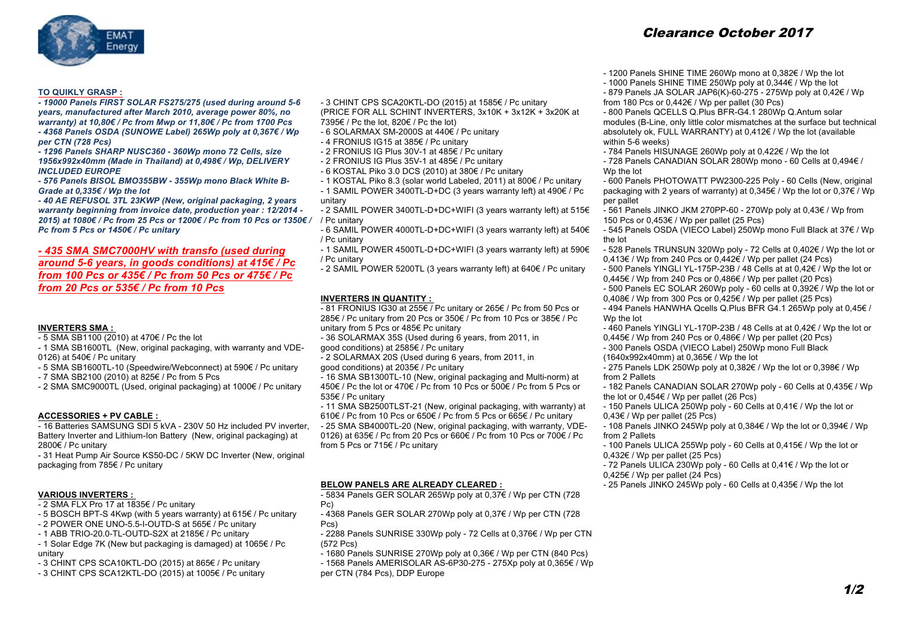EMAT Energy

# Clearance October 2017

**TO QUIKLY GRASP :**

***- 19000 Panels FIRST SOLAR FS275/275 (used during around 5-6 years, manufactured after March 2010, average power 80%, no warranty) at 10,80€ / Pc from Mwp or 11,80€ / Pc from 1700 Pcs***
***- 4368 Panels OSDA (SUNOWE Label) 265Wp poly at 0,367€ / Wp per CTN (728 Pcs)***
***- 1296 Panels SHARP NUSC360 - 360Wp mono 72 Cells, size 1956x992x40mm (Made in Thailand) at 0,498€ / Wp, DELIVERY INCLUDED EUROPE***
***- 576 Panels BISOL BMO355BW - 355Wp mono Black White B-Grade at 0,335€ / Wp the lot***
***- 40 AE REFUSOL 3TL 23KWP (New, original packaging, 2 years warranty beginning from invoice date, production year : 12/2014 - 2015) at 1080€ / Pc from 25 Pcs or 1200€ / Pc from 10 Pcs or 1350€ / Pc from 5 Pcs or 1450€ / Pc unitary***

***- 435 SMA SMC7000HV with transfo (used during around 5-6 years, in goods conditions) at 415€ / Pc from 100 Pcs or 435€ / Pc from 50 Pcs or 475€ / Pc from 20 Pcs or 535€ / Pc from 10 Pcs***

**INVERTERS SMA :**

- 5 SMA SB1100 (2010) at 470€ / Pc the lot
- 1 SMA SB1600TL (New, original packaging, with warranty and VDE-0126) at 540€ / Pc unitary
- 5 SMA SB1600TL-10 (Speedwire/Webconnect) at 590€ / Pc unitary
- 7 SMA SB2100 (2010) at 825€ / Pc from 5 Pcs
- 2 SMA SMC9000TL (Used, original packaging) at 1000€ / Pc unitary

**ACCESSORIES + PV CABLE :**

- 16 Batteries SAMSUNG SDI 5 kVA - 230V 50 Hz included PV inverter, Battery Inverter and Lithium-Ion Battery (New, original packaging) at 2800€ / Pc unitary
- 31 Heat Pump Air Source KS50-DC / 5KW DC Inverter (New, original packaging from 785€ / Pc unitary

**VARIOUS INVERTERS :**

- 2 SMA FLX Pro 17 at 1835€ / Pc unitary
- 5 BOSCH BPT-S 4Kwp (with 5 years warranty) at 615€ / Pc unitary
- 2 POWER ONE UNO-5.5-I-OUTD-S at 565€ / Pc unitary
- 1 ABB TRIO-20.0-TL-OUTD-S2X at 2185€ / Pc unitary
- 1 Solar Edge 7K (New but packaging is damaged) at 1065€ / Pc unitary
- 3 CHINT CPS SCA10KTL-DO (2015) at 865€ / Pc unitary
- 3 CHINT CPS SCA12KTL-DO (2015) at 1005€ / Pc unitary
- 3 CHINT CPS SCA20KTL-DO (2015) at 1585€ / Pc unitary (PRICE FOR ALL SCHINT INVERTERS, 3x10K + 3x12K + 3x20K at 7395€ / Pc the lot, 820€ / Pc the lot)
- 6 SOLARMAX SM-2000S at 440€ / Pc unitary
- 4 FRONIUS IG15 at 385€ / Pc unitary
- 2 FRONIUS IG Plus 30V-1 at 485€ / Pc unitary
- 2 FRONIUS IG Plus 35V-1 at 485€ / Pc unitary
- 6 KOSTAL Piko 3.0 DCS (2010) at 380€ / Pc unitary
- 1 KOSTAL Piko 8.3 (solar world Labeled, 2011) at 800€ / Pc unitary
- 1 SAMIL POWER 3400TL-D+DC (3 years warranty left) at 490€ / Pc unitary
- 2 SAMIL POWER 3400TL-D+DC+WIFI (3 years warranty left) at 515€ / Pc unitary
- 6 SAMIL POWER 4000TL-D+DC+WIFI (3 years warranty left) at 540€ / Pc unitary
- 1 SAMIL POWER 4500TL-D+DC+WIFI (3 years warranty left) at 590€ / Pc unitary
- 2 SAMIL POWER 5200TL (3 years warranty left) at 640€ / Pc unitary

**INVERTERS IN QUANTITY :**

- 81 FRONIUS IG30 at 255€ / Pc unitary or 265€ / Pc from 50 Pcs or 285€ / Pc unitary from 20 Pcs or 350€ / Pc from 10 Pcs or 385€ / Pc unitary from 5 Pcs or 485€ Pc unitary
- 36 SOLARMAX 35S (Used during 6 years, from 2011, in good conditions) at 2585€ / Pc unitary
- 2 SOLARMAX 20S (Used during 6 years, from 2011, in good conditions) at 2035€ / Pc unitary
- 16 SMA SB1300TL-10 (New, original packaging and Multi-norm) at 450€ / Pc the lot or 470€ / Pc from 10 Pcs or 500€ / Pc from 5 Pcs or 535€ / Pc unitary
- 11 SMA SB2500TLST-21 (New, original packaging, with warranty) at 610€ / Pc from 10 Pcs or 650€ / Pc from 5 Pcs or 665€ / Pc unitary
- 25 SMA SB4000TL-20 (New, original packaging, with warranty, VDE-0126) at 635€ / Pc from 20 Pcs or 660€ / Pc from 10 Pcs or 700€ / Pc from 5 Pcs or 715€ / Pc unitary

**BELOW PANELS ARE ALREADY CLEARED :**

- 5834 Panels GER SOLAR 265Wp poly at 0,37€ / Wp per CTN (728 Pc)
- 4368 Panels GER SOLAR 270Wp poly at 0,37€ / Wp per CTN (728 Pcs)
- 2288 Panels SUNRISE 330Wp poly - 72 Cells at 0,376€ / Wp per CTN (572 Pcs)
- 1680 Panels SUNRISE 270Wp poly at 0,36€ / Wp per CTN (840 Pcs)
- 1568 Panels AMERISOLAR AS-6P30-275 - 275Xp poly at 0,365€ / Wp per CTN (784 Pcs), DDP Europe

- 1200 Panels SHINE TIME 260Wp mono at 0,382€ / Wp the lot
- 1000 Panels SHINE TIME 250Wp poly at 0,344€ / Wp the lot
- 879 Panels JA SOLAR JAP6(K)-60-275 - 275Wp poly at 0,42€ / Wp from 180 Pcs or 0,442€ / Wp per pallet (30 Pcs)
- 800 Panels QCELLS Q.Plus BFR-G4.1 280Wp Q.Antum solar modules (B-Line, only little color mismatches at the surface but technical absolutely ok, FULL WARRANTY) at 0,412€ / Wp the lot (available within 5-6 weeks)
- 784 Panels HISUNAGE 260Wp poly at 0,422€ / Wp the lot
- 728 Panels CANADIAN SOLAR 280Wp mono - 60 Cells at 0,494€ / Wp the lot
- 600 Panels PHOTOWATT PW2300-225 Poly - 60 Cells (New, original packaging with 2 years of warranty) at 0,345€ / Wp the lot or 0,37€ / Wp per pallet
- 561 Panels JINKO JKM 270PP-60 - 270Wp poly at 0,43€ / Wp from 150 Pcs or 0,453€ / Wp per pallet (25 Pcs)
- 545 Panels OSDA (VIECO Label) 250Wp mono Full Black at 37€ / Wp the lot
- 528 Panels TRUNSUN 320Wp poly - 72 Cells at 0,402€ / Wp the lot or 0,413€ / Wp from 240 Pcs or 0,442€ / Wp per pallet (24 Pcs)
- 500 Panels YINGLI YL-175P-23B / 48 Cells at 0,42€ / Wp the lot or 0,445€ / Wp from 240 Pcs or 0,486€ / Wp per pallet (20 Pcs)
- 500 Panels EC SOLAR 260Wp poly - 60 cells at 0,392€ / Wp the lot or 0,408€ / Wp from 300 Pcs or 0,425€ / Wp per pallet (25 Pcs)
- 494 Panels HANWHA Qcells Q.Plus BFR G4.1 265Wp poly at 0,45€ / Wp the lot
- 460 Panels YINGLI YL-170P-23B / 48 Cells at at 0,42€ / Wp the lot or 0,445€ / Wp from 240 Pcs or 0,486€ / Wp per pallet (20 Pcs)
- 300 Panels OSDA (VIECO Label) 250Wp mono Full Black (1640x992x40mm) at 0,365€ / Wp the lot
- 275 Panels LDK 250Wp poly at 0,382€ / Wp the lot or 0,398€ / Wp from 2 Pallets
- 182 Panels CANADIAN SOLAR 270Wp poly - 60 Cells at 0,435€ / Wp the lot or 0,454€ / Wp per pallet (26 Pcs)
- 150 Panels ULICA 250Wp poly - 60 Cells at 0,41€ / Wp the lot or 0,43€ / Wp per pallet (25 Pcs)
- 108 Panels JINKO 245Wp poly at 0,384€ / Wp the lot or 0,394€ / Wp from 2 Pallets
- 100 Panels ULICA 255Wp poly - 60 Cells at 0,415€ / Wp the lot or 0,432€ / Wp per pallet (25 Pcs)
- 72 Panels ULICA 230Wp poly - 60 Cells at 0,41€ / Wp the lot or 0,425€ / Wp per pallet (24 Pcs)
- 25 Panels JINKO 245Wp poly - 60 Cells at 0,435€ / Wp the lot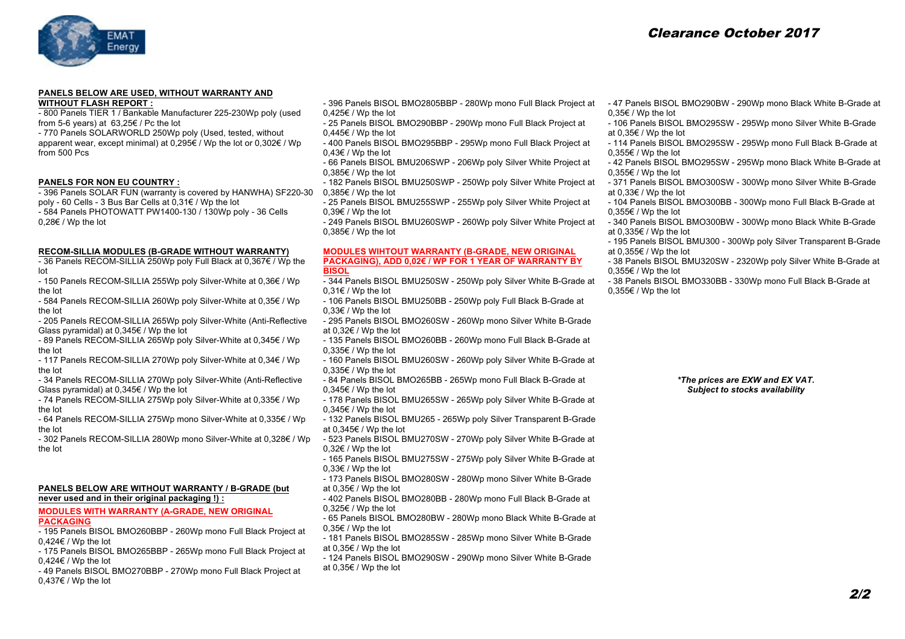EMAT Energy

# Clearance October 2017

**PANELS BELOW ARE USED, WITHOUT WARRANTY AND WITHOUT FLASH REPORT :**

- 800 Panels TIER 1 / Bankable Manufacturer 225-230Wp poly (used from 5-6 years) at 63,25€ / Pc the lot
- 770 Panels SOLARWORLD 250Wp poly (Used, tested, without apparent wear, except minimal) at 0,295€ / Wp the lot or 0,302€ / Wp from 500 Pcs

**PANELS FOR NON EU COUNTRY :**

- 396 Panels SOLAR FUN (warranty is covered by HANWHA) SF220-30 poly - 60 Cells - 3 Bus Bar Cells at 0,31€ / Wp the lot
- 584 Panels PHOTOWATT PW1400-130 / 130Wp poly - 36 Cells 0,28€ / Wp the lot

**RECOM-SILLIA MODULES (B-GRADE WITHOUT WARRANTY)**

- 36 Panels RECOM-SILLIA 250Wp poly Full Black at 0,367€ / Wp the lot
- 150 Panels RECOM-SILLIA 255Wp poly Silver-White at 0,36€ / Wp the lot
- 584 Panels RECOM-SILLIA 260Wp poly Silver-White at 0,35€ / Wp the lot
- 205 Panels RECOM-SILLIA 265Wp poly Silver-White (Anti-Reflective Glass pyramidal) at 0,345€ / Wp the lot
- 89 Panels RECOM-SILLIA 265Wp poly Silver-White at 0,345€ / Wp the lot
- 117 Panels RECOM-SILLIA 270Wp poly Silver-White at 0,34€ / Wp the lot
- 34 Panels RECOM-SILLIA 270Wp poly Silver-White (Anti-Reflective Glass pyramidal) at 0,345€ / Wp the lot
- 74 Panels RECOM-SILLIA 275Wp poly Silver-White at 0,335€ / Wp the lot
- 64 Panels RECOM-SILLIA 275Wp mono Silver-White at 0,335€ / Wp the lot
- 302 Panels RECOM-SILLIA 280Wp mono Silver-White at 0,328€ / Wp the lot

**PANELS BELOW ARE WITHOUT WARRANTY / B-GRADE (but never used and in their original packaging !) :**

**MODULES WITH WARRANTY (A-GRADE, NEW ORIGINAL PACKAGING**

- 195 Panels BISOL BMO260BBP - 260Wp mono Full Black Project at 0,424€ / Wp the lot
- 175 Panels BISOL BMO265BBP - 265Wp mono Full Black Project at 0,424€ / Wp the lot
- 49 Panels BISOL BMO270BBP - 270Wp mono Full Black Project at 0,437€ / Wp the lot
- 396 Panels BISOL BMO2805BBP - 280Wp mono Full Black Project at 0,425€ / Wp the lot
- 25 Panels BISOL BMO290BBP - 290Wp mono Full Black Project at 0,445€ / Wp the lot
- 400 Panels BISOL BMO295BBP - 295Wp mono Full Black Project at 0,43€ / Wp the lot
- 66 Panels BISOL BMU206SWP - 206Wp poly Silver White Project at 0,385€ / Wp the lot
- 182 Panels BISOL BMU250SWP - 250Wp poly Silver White Project at 0,385€ / Wp the lot
- 25 Panels BISOL BMU255SWP - 255Wp poly Silver White Project at 0,39€ / Wp the lot
- 249 Panels BISOL BMU260SWP - 260Wp poly Silver White Project at 0,385€ / Wp the lot

**MODULES WIHTOUT WARRANTY (B-GRADE, NEW ORIGINAL PACKAGING), ADD 0,02€ / WP FOR 1 YEAR OF WARRANTY BY BISOL**

- 344 Panels BISOL BMU250SW - 250Wp poly Silver White B-Grade at 0,31€ / Wp the lot
- 106 Panels BISOL BMU250BB - 250Wp poly Full Black B-Grade at 0,33€ / Wp the lot
- 295 Panels BISOL BMO260SW - 260Wp mono Silver White B-Grade at 0,32€ / Wp the lot
- 135 Panels BISOL BMO260BB - 260Wp mono Full Black B-Grade at 0,335€ / Wp the lot
- 160 Panels BISOL BMU260SW - 260Wp poly Silver White B-Grade at 0,335€ / Wp the lot
- 84 Panels BISOL BMO265BB - 265Wp mono Full Black B-Grade at 0,345€ / Wp the lot
- 178 Panels BISOL BMU265SW - 265Wp poly Silver White B-Grade at 0,345€ / Wp the lot
- 132 Panels BISOL BMU265 - 265Wp poly Silver Transparent B-Grade at 0,345€ / Wp the lot
- 523 Panels BISOL BMU270SW - 270Wp poly Silver White B-Grade at 0,32€ / Wp the lot
- 165 Panels BISOL BMU275SW - 275Wp poly Silver White B-Grade at 0,33€ / Wp the lot
- 173 Panels BISOL BMO280SW - 280Wp mono Silver White B-Grade at 0,35€ / Wp the lot
- 402 Panels BISOL BMO280BB - 280Wp mono Full Black B-Grade at 0,325€ / Wp the lot
- 65 Panels BISOL BMO280BW - 280Wp mono Black White B-Grade at 0,35€ / Wp the lot
- 181 Panels BISOL BMO285SW - 285Wp mono Silver White B-Grade at 0,35€ / Wp the lot
- 124 Panels BISOL BMO290SW - 290Wp mono Silver White B-Grade at 0,35€ / Wp the lot
- 47 Panels BISOL BMO290BW - 290Wp mono Black White B-Grade at 0,35€ / Wp the lot
- 106 Panels BISOL BMO295SW - 295Wp mono Silver White B-Grade at 0,35€ / Wp the lot
- 114 Panels BISOL BMO295SW - 295Wp mono Full Black B-Grade at 0,355€ / Wp the lot
- 42 Panels BISOL BMO295SW - 295Wp mono Black White B-Grade at 0,355€ / Wp the lot
- 371 Panels BISOL BMO300SW - 300Wp mono Silver White B-Grade at 0,33€ / Wp the lot
- 104 Panels BISOL BMO300BB - 300Wp mono Full Black B-Grade at 0,355€ / Wp the lot
- 340 Panels BISOL BMO300BW - 300Wp mono Black White B-Grade at 0,335€ / Wp the lot
- 195 Panels BISOL BMU300 - 300Wp poly Silver Transparent B-Grade at 0,355€ / Wp the lot
- 38 Panels BISOL BMU320SW - 2320Wp poly Silver White B-Grade at 0,355€ / Wp the lot
- 38 Panels BISOL BMO330BB - 330Wp mono Full Black B-Grade at 0,355€ / Wp the lot

***The prices are EXW and EX VAT. Subject to stocks availability***